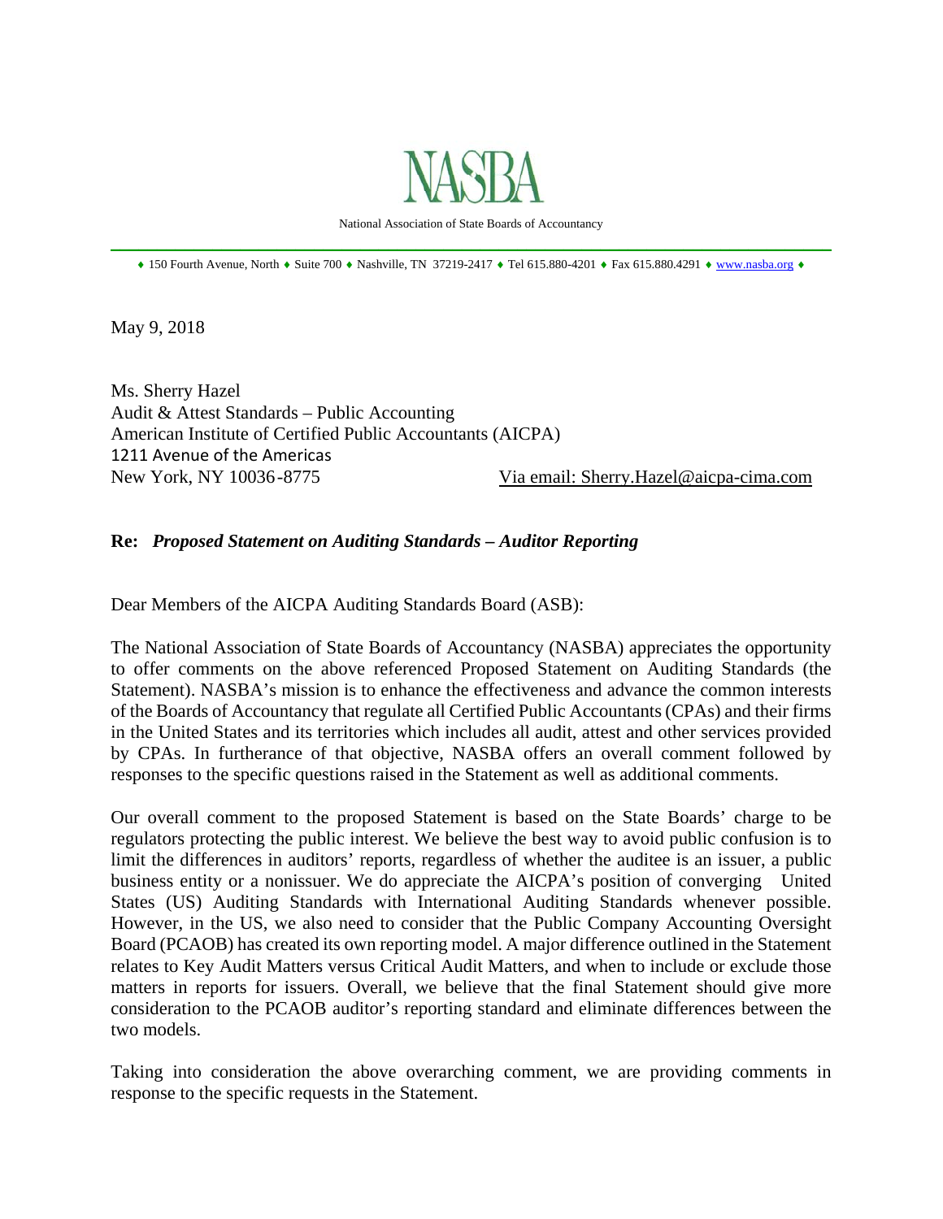# NASBA

National Association of State Boards of Accountancy

♦ 150 Fourth Avenue, North ♦ Suite 700 ♦ Nashville, TN 37219-2417 ♦ Tel 615.880-4201 ♦ Fax 615.880.4291 ♦ www.nasba.org ♦

May 9, 2018

Ms. Sherry Hazel
Audit & Attest Standards – Public Accounting
American Institute of Certified Public Accountants (AICPA)
1211 Avenue of the Americas
New York, NY 10036-8775 Via email: Sherry.Hazel@aicpa-cima.com

**Re: *Proposed Statement on Auditing Standards – Auditor Reporting***

Dear Members of the AICPA Auditing Standards Board (ASB):

The National Association of State Boards of Accountancy (NASBA) appreciates the opportunity to offer comments on the above referenced Proposed Statement on Auditing Standards (the Statement). NASBA's mission is to enhance the effectiveness and advance the common interests of the Boards of Accountancy that regulate all Certified Public Accountants (CPAs) and their firms in the United States and its territories which includes all audit, attest and other services provided by CPAs. In furtherance of that objective, NASBA offers an overall comment followed by responses to the specific questions raised in the Statement as well as additional comments.

Our overall comment to the proposed Statement is based on the State Boards' charge to be regulators protecting the public interest. We believe the best way to avoid public confusion is to limit the differences in auditors' reports, regardless of whether the auditee is an issuer, a public business entity or a nonissuer. We do appreciate the AICPA's position of converging United States (US) Auditing Standards with International Auditing Standards whenever possible. However, in the US, we also need to consider that the Public Company Accounting Oversight Board (PCAOB) has created its own reporting model. A major difference outlined in the Statement relates to Key Audit Matters versus Critical Audit Matters, and when to include or exclude those matters in reports for issuers. Overall, we believe that the final Statement should give more consideration to the PCAOB auditor's reporting standard and eliminate differences between the two models.

Taking into consideration the above overarching comment, we are providing comments in response to the specific requests in the Statement.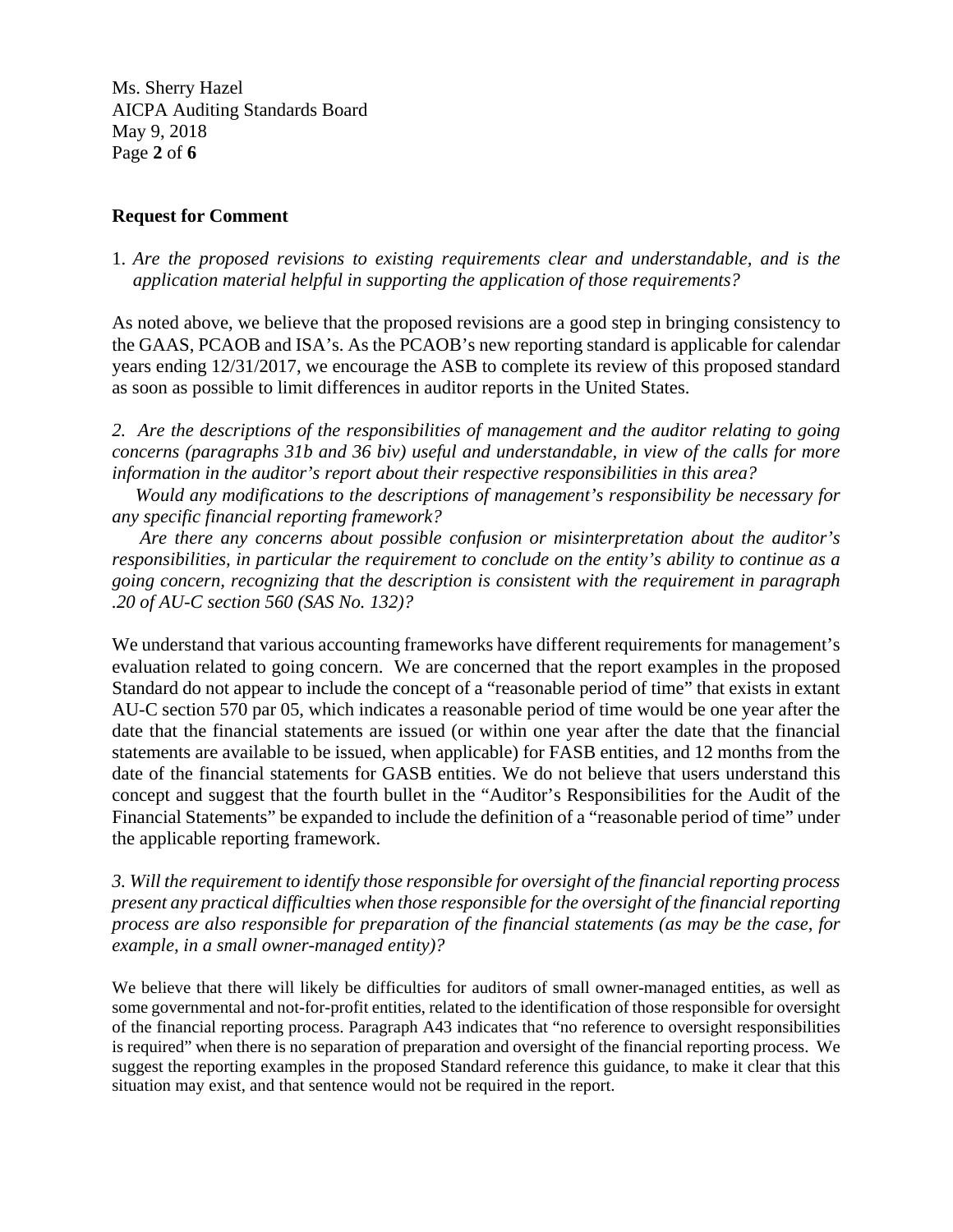## Request for Comment

1. *Are the proposed revisions to existing requirements clear and understandable, and is the application material helpful in supporting the application of those requirements?*

As noted above, we believe that the proposed revisions are a good step in bringing consistency to the GAAS, PCAOB and ISA's. As the PCAOB's new reporting standard is applicable for calendar years ending 12/31/2017, we encourage the ASB to complete its review of this proposed standard as soon as possible to limit differences in auditor reports in the United States.

*2. Are the descriptions of the responsibilities of management and the auditor relating to going concerns (paragraphs 31b and 36 biv) useful and understandable, in view of the calls for more information in the auditor's report about their respective responsibilities in this area?*

*Would any modifications to the descriptions of management's responsibility be necessary for any specific financial reporting framework?*

*Are there any concerns about possible confusion or misinterpretation about the auditor's responsibilities, in particular the requirement to conclude on the entity's ability to continue as a going concern, recognizing that the description is consistent with the requirement in paragraph .20 of AU-C section 560 (SAS No. 132)?*

We understand that various accounting frameworks have different requirements for management's evaluation related to going concern. We are concerned that the report examples in the proposed Standard do not appear to include the concept of a "reasonable period of time" that exists in extant AU-C section 570 par 05, which indicates a reasonable period of time would be one year after the date that the financial statements are issued (or within one year after the date that the financial statements are available to be issued, when applicable) for FASB entities, and 12 months from the date of the financial statements for GASB entities. We do not believe that users understand this concept and suggest that the fourth bullet in the "Auditor's Responsibilities for the Audit of the Financial Statements" be expanded to include the definition of a "reasonable period of time" under the applicable reporting framework.

*3. Will the requirement to identify those responsible for oversight of the financial reporting process present any practical difficulties when those responsible for the oversight of the financial reporting process are also responsible for preparation of the financial statements (as may be the case, for example, in a small owner-managed entity)?*

We believe that there will likely be difficulties for auditors of small owner-managed entities, as well as some governmental and not-for-profit entities, related to the identification of those responsible for oversight of the financial reporting process. Paragraph A43 indicates that "no reference to oversight responsibilities is required" when there is no separation of preparation and oversight of the financial reporting process. We suggest the reporting examples in the proposed Standard reference this guidance, to make it clear that this situation may exist, and that sentence would not be required in the report.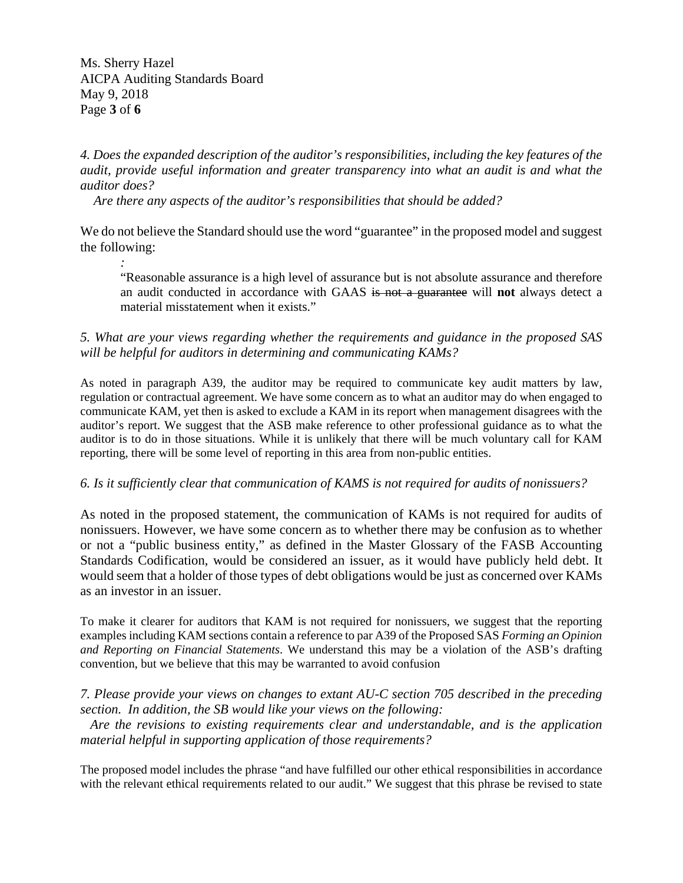*4. Does the expanded description of the auditor's responsibilities, including the key features of the audit, provide useful information and greater transparency into what an audit is and what the auditor does?*

*Are there any aspects of the auditor's responsibilities that should be added?*

We do not believe the Standard should use the word "guarantee" in the proposed model and suggest the following:

> *:*
> "Reasonable assurance is a high level of assurance but is not absolute assurance and therefore an audit conducted in accordance with GAAS ~~is not a guarantee~~ will **not** always detect a material misstatement when it exists."

*5. What are your views regarding whether the requirements and guidance in the proposed SAS will be helpful for auditors in determining and communicating KAMs?*

As noted in paragraph A39, the auditor may be required to communicate key audit matters by law, regulation or contractual agreement. We have some concern as to what an auditor may do when engaged to communicate KAM, yet then is asked to exclude a KAM in its report when management disagrees with the auditor's report. We suggest that the ASB make reference to other professional guidance as to what the auditor is to do in those situations. While it is unlikely that there will be much voluntary call for KAM reporting, there will be some level of reporting in this area from non-public entities.

*6. Is it sufficiently clear that communication of KAMS is not required for audits of nonissuers?*

As noted in the proposed statement, the communication of KAMs is not required for audits of nonissuers. However, we have some concern as to whether there may be confusion as to whether or not a "public business entity," as defined in the Master Glossary of the FASB Accounting Standards Codification, would be considered an issuer, as it would have publicly held debt. It would seem that a holder of those types of debt obligations would be just as concerned over KAMs as an investor in an issuer.

To make it clearer for auditors that KAM is not required for nonissuers, we suggest that the reporting examples including KAM sections contain a reference to par A39 of the Proposed SAS *Forming an Opinion and Reporting on Financial Statements*. We understand this may be a violation of the ASB's drafting convention, but we believe that this may be warranted to avoid confusion

*7. Please provide your views on changes to extant AU-C section 705 described in the preceding section. In addition, the SB would like your views on the following:*

*Are the revisions to existing requirements clear and understandable, and is the application material helpful in supporting application of those requirements?*

The proposed model includes the phrase "and have fulfilled our other ethical responsibilities in accordance with the relevant ethical requirements related to our audit." We suggest that this phrase be revised to state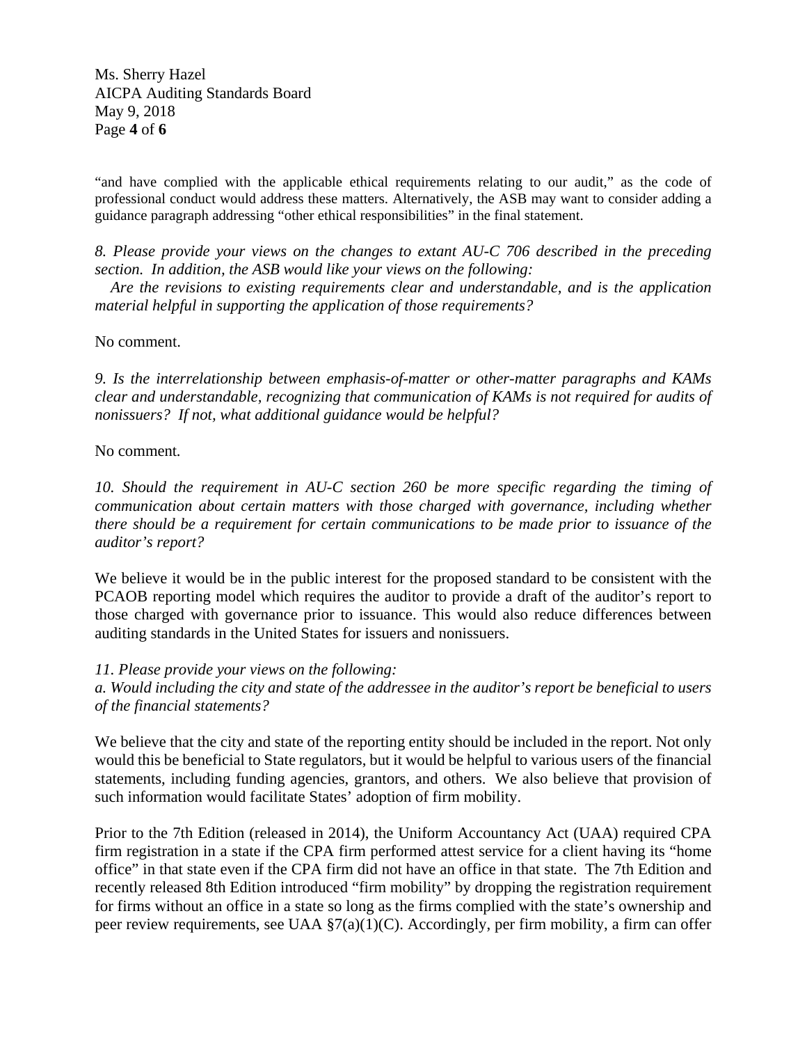"and have complied with the applicable ethical requirements relating to our audit," as the code of professional conduct would address these matters. Alternatively, the ASB may want to consider adding a guidance paragraph addressing "other ethical responsibilities" in the final statement.

*8. Please provide your views on the changes to extant AU-C 706 described in the preceding section. In addition, the ASB would like your views on the following:*
*Are the revisions to existing requirements clear and understandable, and is the application material helpful in supporting the application of those requirements?*

No comment.

*9. Is the interrelationship between emphasis-of-matter or other-matter paragraphs and KAMs clear and understandable, recognizing that communication of KAMs is not required for audits of nonissuers? If not, what additional guidance would be helpful?*

No comment.

*10. Should the requirement in AU-C section 260 be more specific regarding the timing of communication about certain matters with those charged with governance, including whether there should be a requirement for certain communications to be made prior to issuance of the auditor's report?*

We believe it would be in the public interest for the proposed standard to be consistent with the PCAOB reporting model which requires the auditor to provide a draft of the auditor's report to those charged with governance prior to issuance. This would also reduce differences between auditing standards in the United States for issuers and nonissuers.

*11. Please provide your views on the following:*
*a. Would including the city and state of the addressee in the auditor's report be beneficial to users of the financial statements?*

We believe that the city and state of the reporting entity should be included in the report. Not only would this be beneficial to State regulators, but it would be helpful to various users of the financial statements, including funding agencies, grantors, and others. We also believe that provision of such information would facilitate States' adoption of firm mobility.

Prior to the 7th Edition (released in 2014), the Uniform Accountancy Act (UAA) required CPA firm registration in a state if the CPA firm performed attest service for a client having its "home office" in that state even if the CPA firm did not have an office in that state. The 7th Edition and recently released 8th Edition introduced "firm mobility" by dropping the registration requirement for firms without an office in a state so long as the firms complied with the state's ownership and peer review requirements, see UAA §7(a)(1)(C). Accordingly, per firm mobility, a firm can offer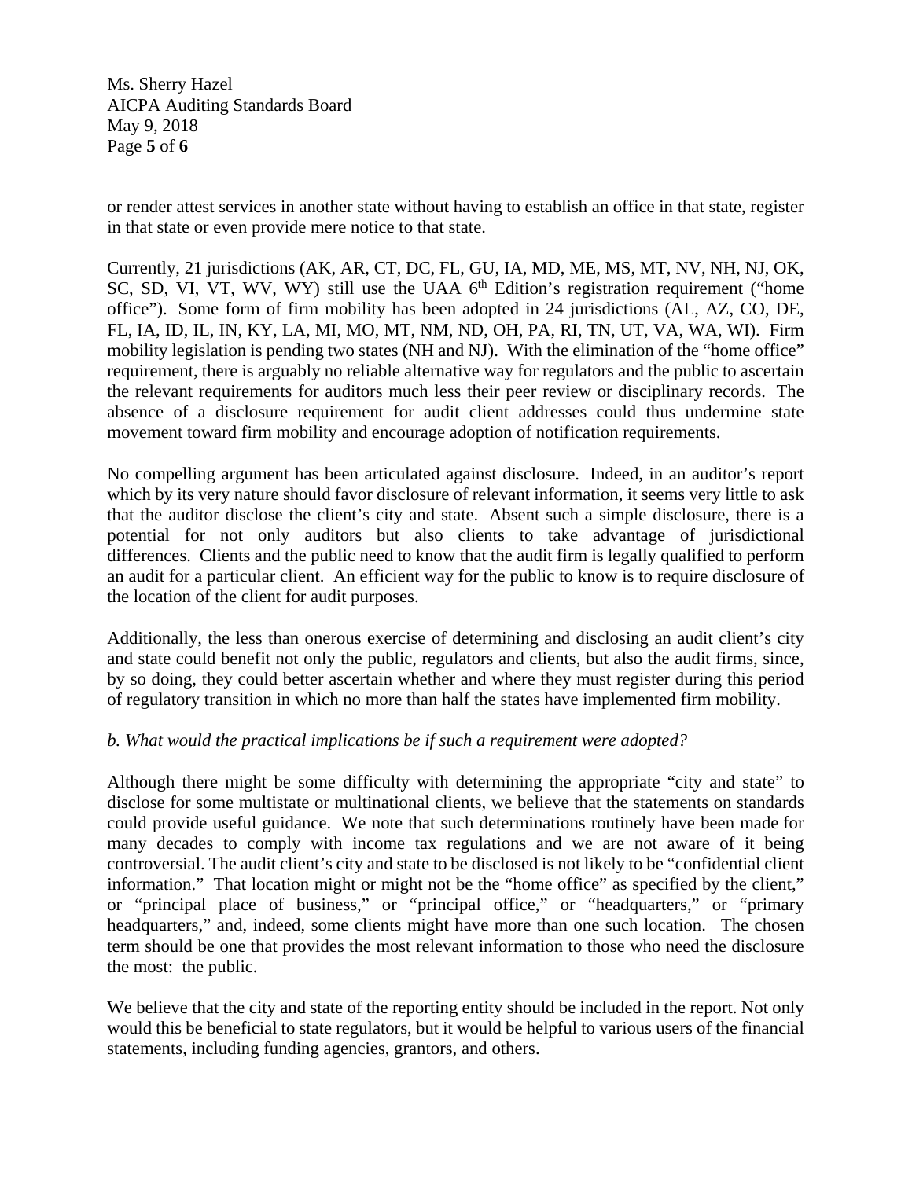or render attest services in another state without having to establish an office in that state, register in that state or even provide mere notice to that state.

Currently, 21 jurisdictions (AK, AR, CT, DC, FL, GU, IA, MD, ME, MS, MT, NV, NH, NJ, OK, SC, SD, VI, VT, WV, WY) still use the UAA 6th Edition's registration requirement ("home office"). Some form of firm mobility has been adopted in 24 jurisdictions (AL, AZ, CO, DE, FL, IA, ID, IL, IN, KY, LA, MI, MO, MT, NM, ND, OH, PA, RI, TN, UT, VA, WA, WI). Firm mobility legislation is pending two states (NH and NJ). With the elimination of the "home office" requirement, there is arguably no reliable alternative way for regulators and the public to ascertain the relevant requirements for auditors much less their peer review or disciplinary records. The absence of a disclosure requirement for audit client addresses could thus undermine state movement toward firm mobility and encourage adoption of notification requirements.

No compelling argument has been articulated against disclosure. Indeed, in an auditor's report which by its very nature should favor disclosure of relevant information, it seems very little to ask that the auditor disclose the client's city and state. Absent such a simple disclosure, there is a potential for not only auditors but also clients to take advantage of jurisdictional differences. Clients and the public need to know that the audit firm is legally qualified to perform an audit for a particular client. An efficient way for the public to know is to require disclosure of the location of the client for audit purposes.

Additionally, the less than onerous exercise of determining and disclosing an audit client's city and state could benefit not only the public, regulators and clients, but also the audit firms, since, by so doing, they could better ascertain whether and where they must register during this period of regulatory transition in which no more than half the states have implemented firm mobility.

*b. What would the practical implications be if such a requirement were adopted?*

Although there might be some difficulty with determining the appropriate "city and state" to disclose for some multistate or multinational clients, we believe that the statements on standards could provide useful guidance. We note that such determinations routinely have been made for many decades to comply with income tax regulations and we are not aware of it being controversial. The audit client's city and state to be disclosed is not likely to be "confidential client information." That location might or might not be the "home office" as specified by the client," or "principal place of business," or "principal office," or "headquarters," or "primary headquarters," and, indeed, some clients might have more than one such location. The chosen term should be one that provides the most relevant information to those who need the disclosure the most: the public.

We believe that the city and state of the reporting entity should be included in the report. Not only would this be beneficial to state regulators, but it would be helpful to various users of the financial statements, including funding agencies, grantors, and others.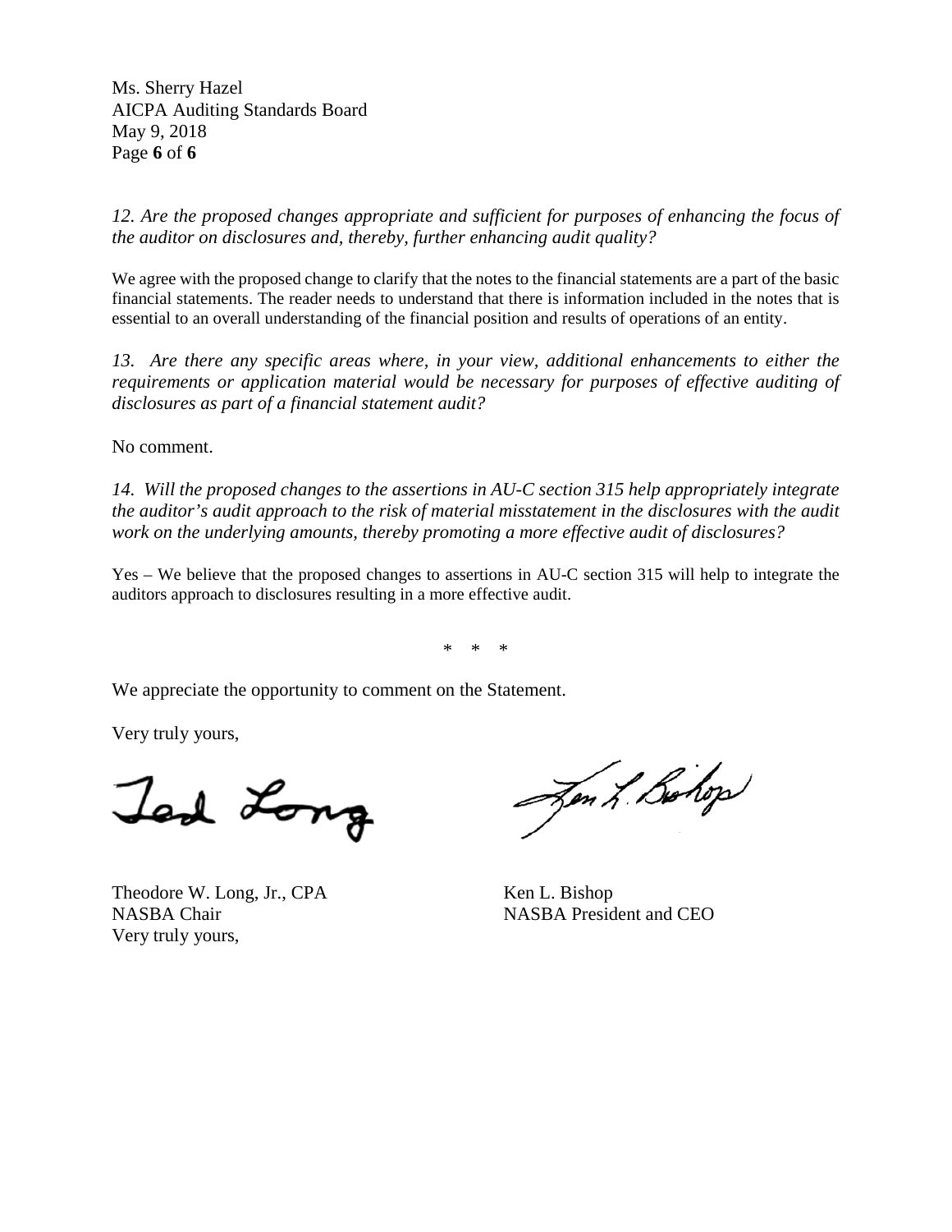*12. Are the proposed changes appropriate and sufficient for purposes of enhancing the focus of the auditor on disclosures and, thereby, further enhancing audit quality?*

We agree with the proposed change to clarify that the notes to the financial statements are a part of the basic financial statements. The reader needs to understand that there is information included in the notes that is essential to an overall understanding of the financial position and results of operations of an entity.

*13. Are there any specific areas where, in your view, additional enhancements to either the requirements or application material would be necessary for purposes of effective auditing of disclosures as part of a financial statement audit?*

No comment.

*14. Will the proposed changes to the assertions in AU-C section 315 help appropriately integrate the auditor's audit approach to the risk of material misstatement in the disclosures with the audit work on the underlying amounts, thereby promoting a more effective audit of disclosures?*

Yes – We believe that the proposed changes to assertions in AU-C section 315 will help to integrate the auditors approach to disclosures resulting in a more effective audit.

\* \* \*

We appreciate the opportunity to comment on the Statement.

Very truly yours,

Theodore W. Long, Jr., CPA
NASBA Chair

Ken L. Bishop
NASBA President and CEO

Very truly yours,